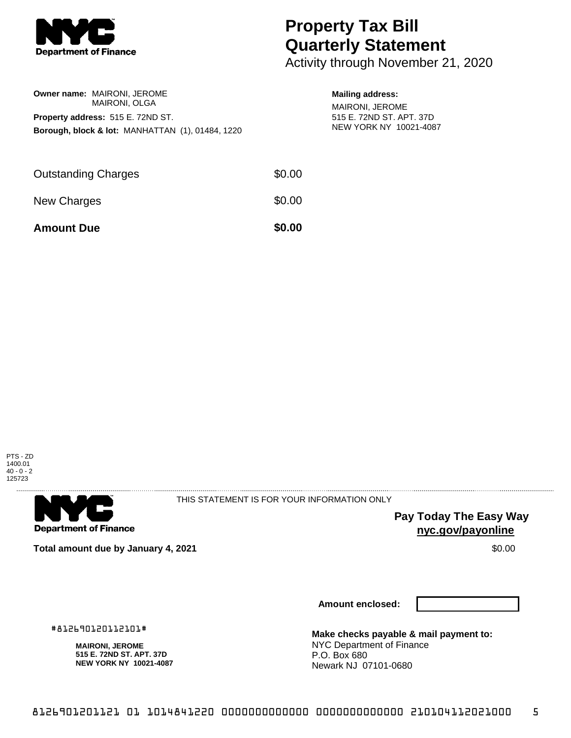**NYC Department of Finance**

# Property Tax Bill
# Quarterly Statement

Activity through November 21, 2020

**Owner name:** MAIRONI, JEROME
MAIRONI, OLGA

**Property address:** 515 E. 72ND ST.

**Borough, block & lot:** MANHATTAN (1), 01484, 1220

**Mailing address:**
MAIRONI, JEROME
515 E. 72ND ST. APT. 37D
NEW YORK NY 10021-4087

| | |
|---|---|
| Outstanding Charges | $0.00 |
| New Charges | $0.00 |
| **Amount Due** | **$0.00** |

PTS - ZD
1400.01
40 - 0 - 2
125723

---

**NYC Department of Finance**

THIS STATEMENT IS FOR YOUR INFORMATION ONLY

**Pay Today The Easy Way**
**nyc.gov/payonline**

**Total amount due by January 4, 2021** $0.00

**Amount enclosed:**

#812690120112101#

**MAIRONI, JEROME**
**515 E. 72ND ST. APT. 37D**
**NEW YORK NY 10021-4087**

**Make checks payable & mail payment to:**
NYC Department of Finance
P.O. Box 680
Newark NJ 07101-0680

8126901201121 01 1014841220 0000000000000 0000000000000 210104112021000 5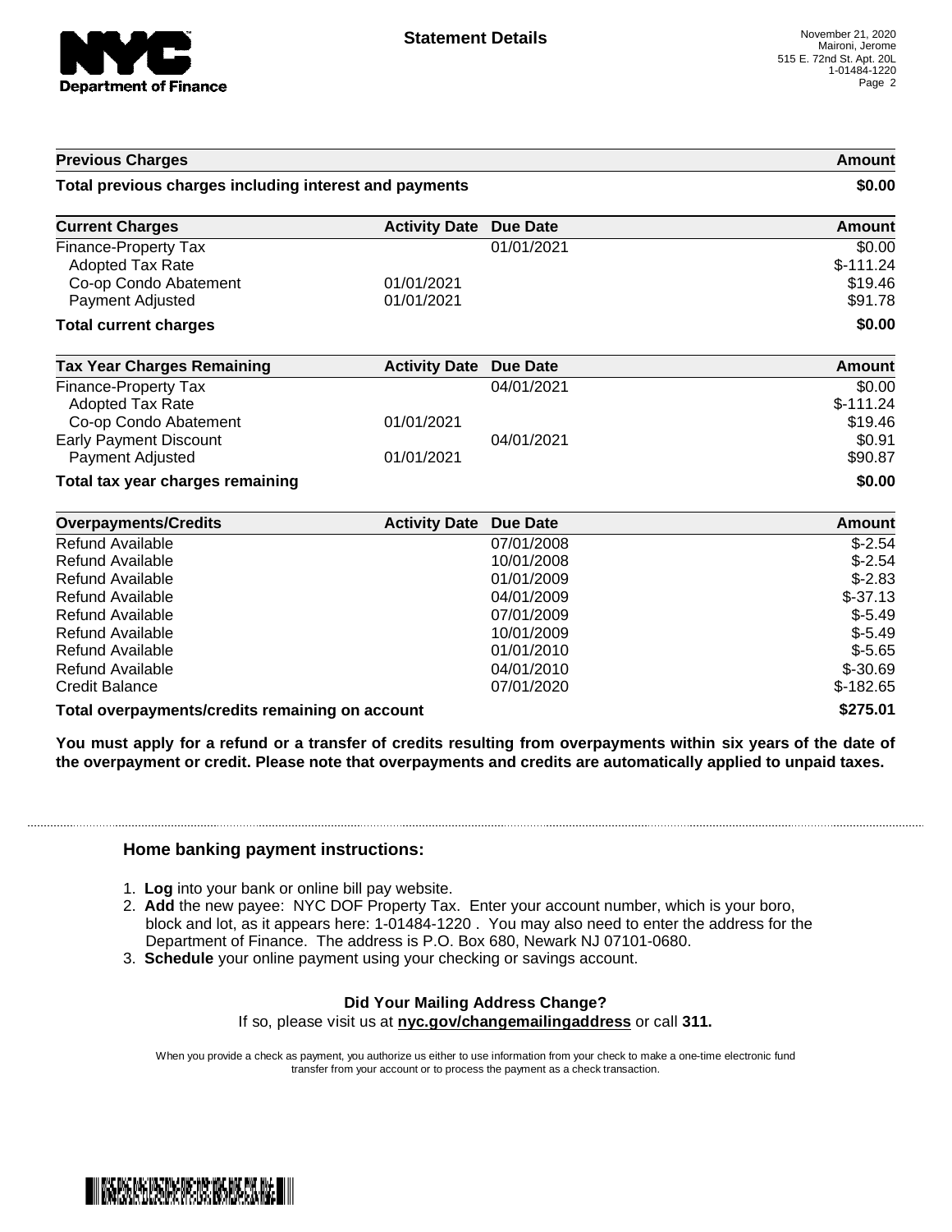## Statement Details

November 21, 2020
Maironi, Jerome
515 E. 72nd St. Apt. 20L
1-01484-1220

| Previous Charges | | | Amount |
|---|---|---|---|
| **Total previous charges including interest and payments** | | | **$0.00** |

| Current Charges | Activity Date | Due Date | Amount |
|---|---|---|---|
| Finance-Property Tax | | 01/01/2021 | $0.00 |
| Adopted Tax Rate | | | $-111.24 |
| Co-op Condo Abatement | 01/01/2021 | | $19.46 |
| Payment Adjusted | 01/01/2021 | | $91.78 |
| **Total current charges** | | | **$0.00** |

| Tax Year Charges Remaining | Activity Date | Due Date | Amount |
|---|---|---|---|
| Finance-Property Tax | | 04/01/2021 | $0.00 |
| Adopted Tax Rate | | | $-111.24 |
| Co-op Condo Abatement | 01/01/2021 | | $19.46 |
| Early Payment Discount | | 04/01/2021 | $0.91 |
| Payment Adjusted | 01/01/2021 | | $90.87 |
| **Total tax year charges remaining** | | | **$0.00** |

| Overpayments/Credits | Activity Date | Due Date | Amount |
|---|---|---|---|
| Refund Available | | 07/01/2008 | $-2.54 |
| Refund Available | | 10/01/2008 | $-2.54 |
| Refund Available | | 01/01/2009 | $-2.83 |
| Refund Available | | 04/01/2009 | $-37.13 |
| Refund Available | | 07/01/2009 | $-5.49 |
| Refund Available | | 10/01/2009 | $-5.49 |
| Refund Available | | 01/01/2010 | $-5.65 |
| Refund Available | | 04/01/2010 | $-30.69 |
| Credit Balance | | 07/01/2020 | $-182.65 |
| **Total overpayments/credits remaining on account** | | | **$275.01** |

**You must apply for a refund or a transfer of credits resulting from overpayments within six years of the date of the overpayment or credit. Please note that overpayments and credits are automatically applied to unpaid taxes.**

### Home banking payment instructions:

1. **Log** into your bank or online bill pay website.
2. **Add** the new payee: NYC DOF Property Tax. Enter your account number, which is your boro, block and lot, as it appears here: 1-01484-1220 . You may also need to enter the address for the Department of Finance. The address is P.O. Box 680, Newark NJ 07101-0680.
3. **Schedule** your online payment using your checking or savings account.

**Did Your Mailing Address Change?**
If so, please visit us at **nyc.gov/changemailingaddress** or call **311.**

When you provide a check as payment, you authorize us either to use information from your check to make a one-time electronic fund transfer from your account or to process the payment as a check transaction.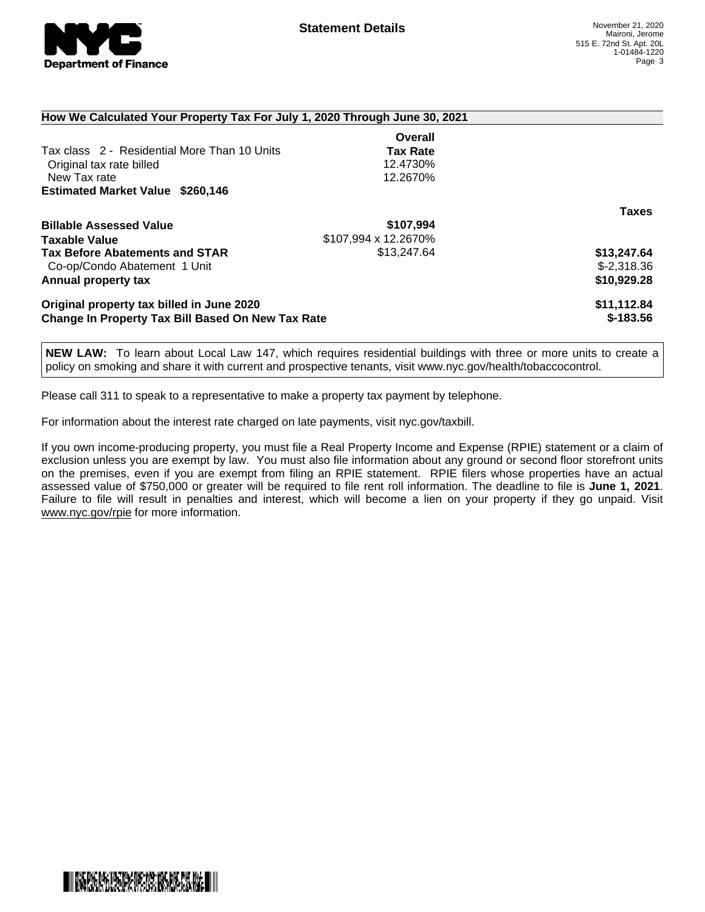**Statement Details**

November 21, 2020
Maironi, Jerome
515 E. 72nd St. Apt. 20L
1-01484-1220

## How We Calculated Your Property Tax For July 1, 2020 Through June 30, 2021

| | Overall Tax Rate | Taxes |
|---|---|---|
| Tax class 2 - Residential More Than 10 Units | | |
| Original tax rate billed | 12.4730% | |
| New Tax rate | 12.2670% | |
| **Estimated Market Value $260,146** | | |
| **Billable Assessed Value** | **$107,994** | |
| **Taxable Value** | $107,994 x 12.2670% | |
| **Tax Before Abatements and STAR** | $13,247.64 | **$13,247.64** |
| Co-op/Condo Abatement 1 Unit | | $-2,318.36 |
| **Annual property tax** | | **$10,929.28** |
| **Original property tax billed in June 2020** | | **$11,112.84** |
| **Change In Property Tax Bill Based On New Tax Rate** | | **$-183.56** |

**NEW LAW:** To learn about Local Law 147, which requires residential buildings with three or more units to create a policy on smoking and share it with current and prospective tenants, visit www.nyc.gov/health/tobaccocontrol.

Please call 311 to speak to a representative to make a property tax payment by telephone.

For information about the interest rate charged on late payments, visit nyc.gov/taxbill.

If you own income-producing property, you must file a Real Property Income and Expense (RPIE) statement or a claim of exclusion unless you are exempt by law. You must also file information about any ground or second floor storefront units on the premises, even if you are exempt from filing an RPIE statement. RPIE filers whose properties have an actual assessed value of $750,000 or greater will be required to file rent roll information. The deadline to file is **June 1, 2021**. Failure to file will result in penalties and interest, which will become a lien on your property if they go unpaid. Visit www.nyc.gov/rpie for more information.